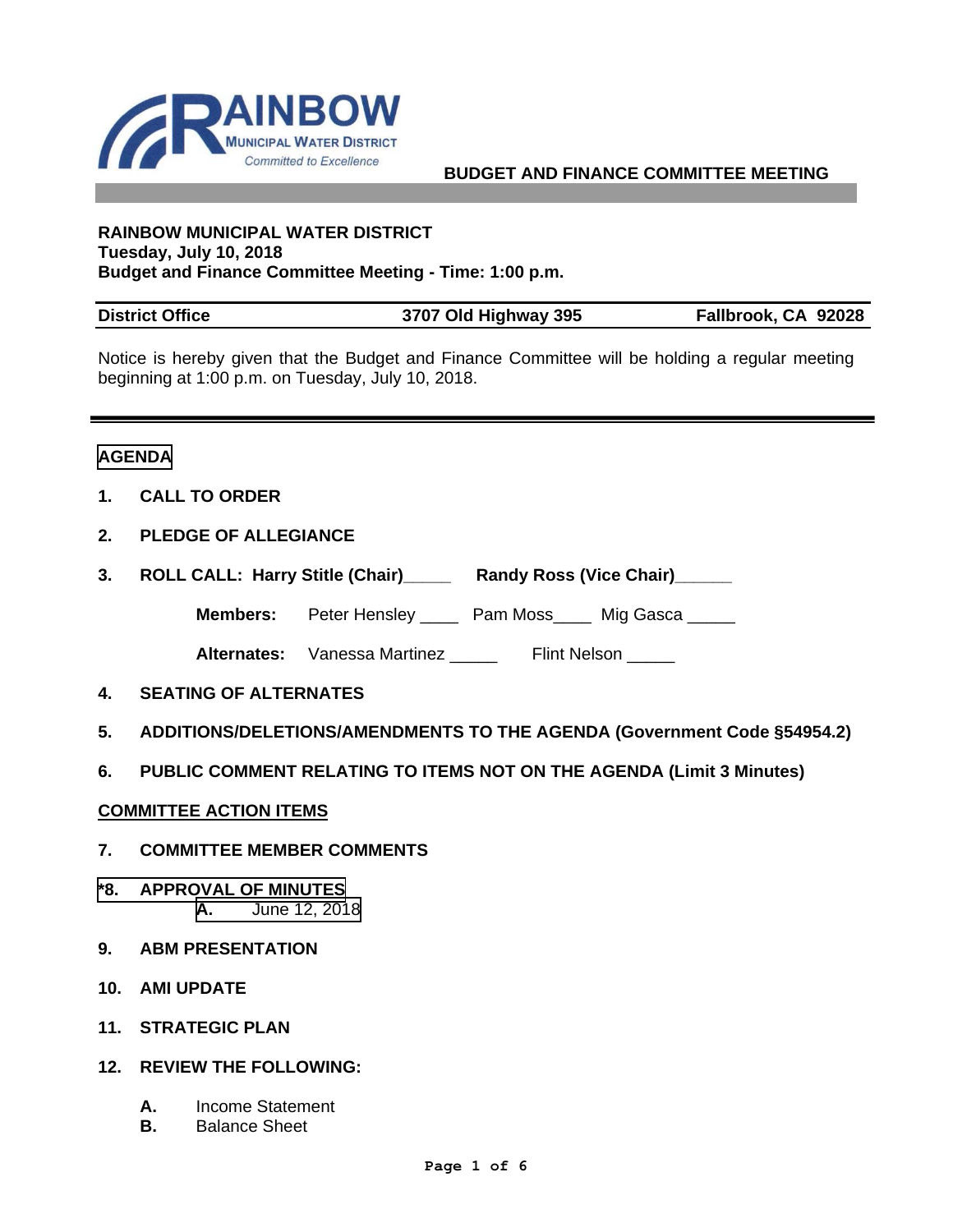RAINBOW MUNICIPAL WATER DISTRICT
Committed to Excellence

# BUDGET AND FINANCE COMMITTEE MEETING

**RAINBOW MUNICIPAL WATER DISTRICT**
**Tuesday, July 10, 2018**
**Budget and Finance Committee Meeting - Time: 1:00 p.m.**

| District Office | 3707 Old Highway 395 | Fallbrook, CA 92028 |
|---|---|---|

Notice is hereby given that the Budget and Finance Committee will be holding a regular meeting beginning at 1:00 p.m. on Tuesday, July 10, 2018.

## AGENDA

**1. CALL TO ORDER**

**2. PLEDGE OF ALLEGIANCE**

**3. ROLL CALL: Harry Stitle (Chair)_____ Randy Ross (Vice Chair)______**

**Members:** Peter Hensley ____ Pam Moss____ Mig Gasca _____

**Alternates:** Vanessa Martinez _____ Flint Nelson _____

**4. SEATING OF ALTERNATES**

**5. ADDITIONS/DELETIONS/AMENDMENTS TO THE AGENDA (Government Code §54954.2)**

**6. PUBLIC COMMENT RELATING TO ITEMS NOT ON THE AGENDA (Limit 3 Minutes)**

**COMMITTEE ACTION ITEMS**

**7. COMMITTEE MEMBER COMMENTS**

**\*8. APPROVAL OF MINUTES**
- **A.** June 12, 2018

**9. ABM PRESENTATION**

**10. AMI UPDATE**

**11. STRATEGIC PLAN**

**12. REVIEW THE FOLLOWING:**

- **A.** Income Statement
- **B.** Balance Sheet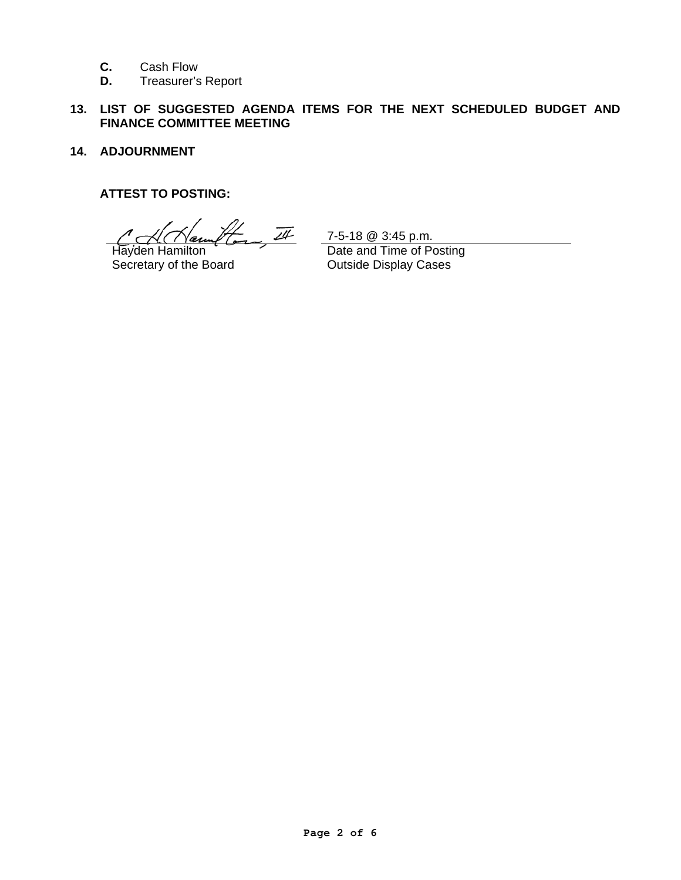**C.** Cash Flow
**D.** Treasurer's Report

**13. LIST OF SUGGESTED AGENDA ITEMS FOR THE NEXT SCHEDULED BUDGET AND FINANCE COMMITTEE MEETING**

**14. ADJOURNMENT**

**ATTEST TO POSTING:**

Hayden Hamilton
Secretary of the Board

7-5-18 @ 3:45 p.m.
Date and Time of Posting
Outside Display Cases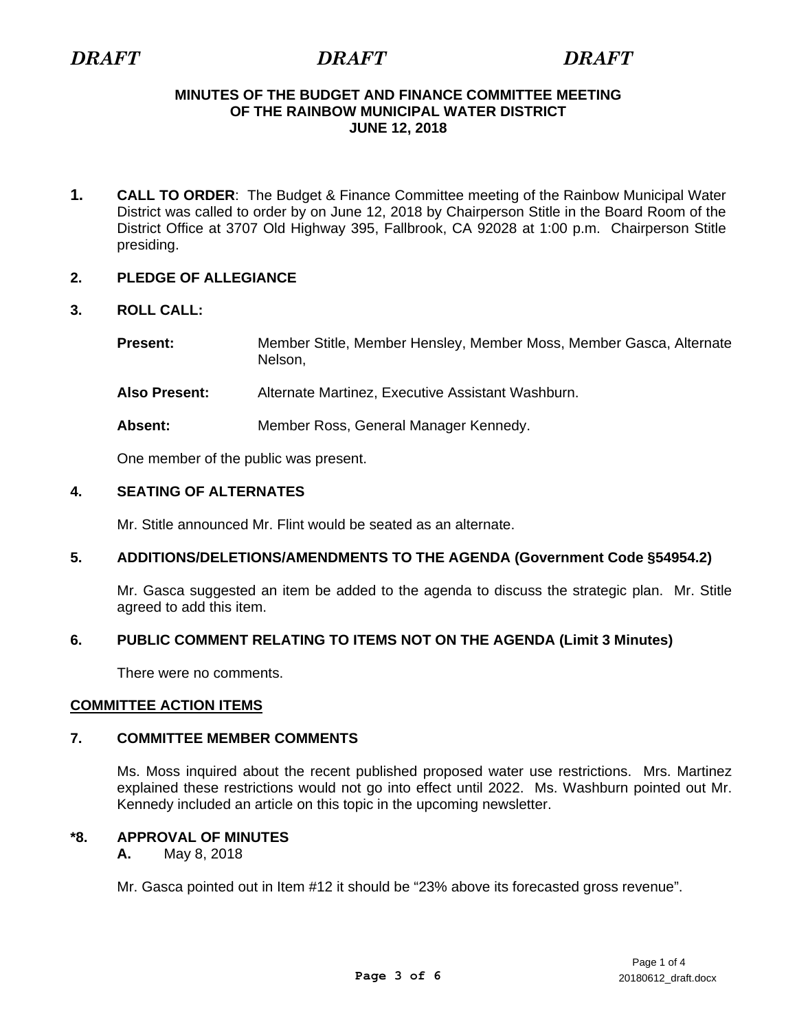*DRAFT* *DRAFT* *DRAFT*

**MINUTES OF THE BUDGET AND FINANCE COMMITTEE MEETING OF THE RAINBOW MUNICIPAL WATER DISTRICT JUNE 12, 2018**

**1. CALL TO ORDER**: The Budget & Finance Committee meeting of the Rainbow Municipal Water District was called to order by on June 12, 2018 by Chairperson Stitle in the Board Room of the District Office at 3707 Old Highway 395, Fallbrook, CA 92028 at 1:00 p.m. Chairperson Stitle presiding.

**2. PLEDGE OF ALLEGIANCE**

**3. ROLL CALL:**

**Present:** Member Stitle, Member Hensley, Member Moss, Member Gasca, Alternate Nelson,

**Also Present:** Alternate Martinez, Executive Assistant Washburn.

**Absent:** Member Ross, General Manager Kennedy.

One member of the public was present.

**4. SEATING OF ALTERNATES**

Mr. Stitle announced Mr. Flint would be seated as an alternate.

**5. ADDITIONS/DELETIONS/AMENDMENTS TO THE AGENDA (Government Code §54954.2)**

Mr. Gasca suggested an item be added to the agenda to discuss the strategic plan. Mr. Stitle agreed to add this item.

**6. PUBLIC COMMENT RELATING TO ITEMS NOT ON THE AGENDA (Limit 3 Minutes)**

There were no comments.

**COMMITTEE ACTION ITEMS**

**7. COMMITTEE MEMBER COMMENTS**

Ms. Moss inquired about the recent published proposed water use restrictions. Mrs. Martinez explained these restrictions would not go into effect until 2022. Ms. Washburn pointed out Mr. Kennedy included an article on this topic in the upcoming newsletter.

**\*8. APPROVAL OF MINUTES**

**A.** May 8, 2018

Mr. Gasca pointed out in Item #12 it should be "23% above its forecasted gross revenue".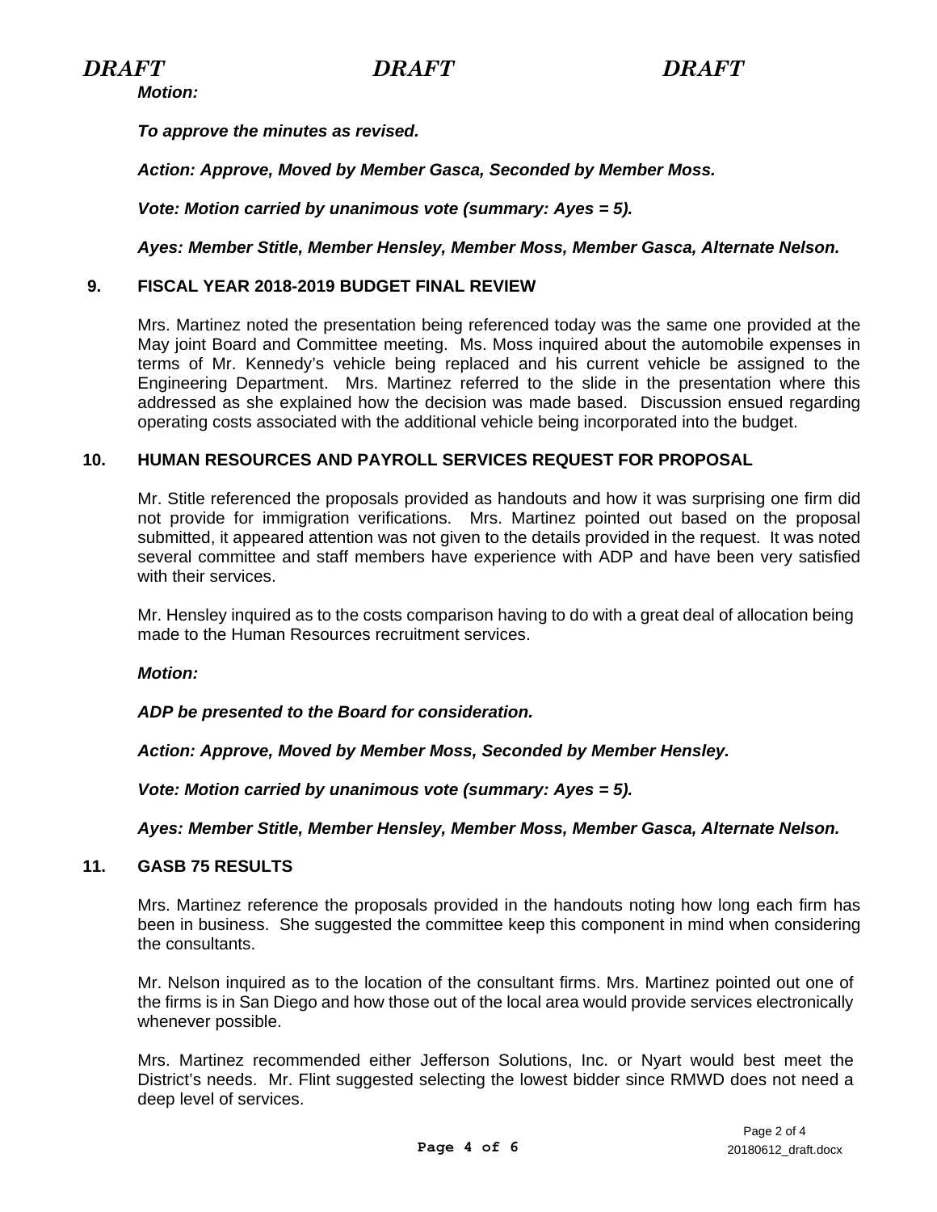DRAFT DRAFT DRAFT

***Motion:***

***To approve the minutes as revised.***

***Action: Approve, Moved by Member Gasca, Seconded by Member Moss.***

***Vote: Motion carried by unanimous vote (summary: Ayes = 5).***

***Ayes: Member Stitle, Member Hensley, Member Moss, Member Gasca, Alternate Nelson.***

## 9. FISCAL YEAR 2018-2019 BUDGET FINAL REVIEW

Mrs. Martinez noted the presentation being referenced today was the same one provided at the May joint Board and Committee meeting. Ms. Moss inquired about the automobile expenses in terms of Mr. Kennedy's vehicle being replaced and his current vehicle be assigned to the Engineering Department. Mrs. Martinez referred to the slide in the presentation where this addressed as she explained how the decision was made based. Discussion ensued regarding operating costs associated with the additional vehicle being incorporated into the budget.

## 10. HUMAN RESOURCES AND PAYROLL SERVICES REQUEST FOR PROPOSAL

Mr. Stitle referenced the proposals provided as handouts and how it was surprising one firm did not provide for immigration verifications. Mrs. Martinez pointed out based on the proposal submitted, it appeared attention was not given to the details provided in the request. It was noted several committee and staff members have experience with ADP and have been very satisfied with their services.

Mr. Hensley inquired as to the costs comparison having to do with a great deal of allocation being made to the Human Resources recruitment services.

***Motion:***

***ADP be presented to the Board for consideration.***

***Action: Approve, Moved by Member Moss, Seconded by Member Hensley.***

***Vote: Motion carried by unanimous vote (summary: Ayes = 5).***

***Ayes: Member Stitle, Member Hensley, Member Moss, Member Gasca, Alternate Nelson.***

## 11. GASB 75 RESULTS

Mrs. Martinez reference the proposals provided in the handouts noting how long each firm has been in business. She suggested the committee keep this component in mind when considering the consultants.

Mr. Nelson inquired as to the location of the consultant firms. Mrs. Martinez pointed out one of the firms is in San Diego and how those out of the local area would provide services electronically whenever possible.

Mrs. Martinez recommended either Jefferson Solutions, Inc. or Nyart would best meet the District's needs. Mr. Flint suggested selecting the lowest bidder since RMWD does not need a deep level of services.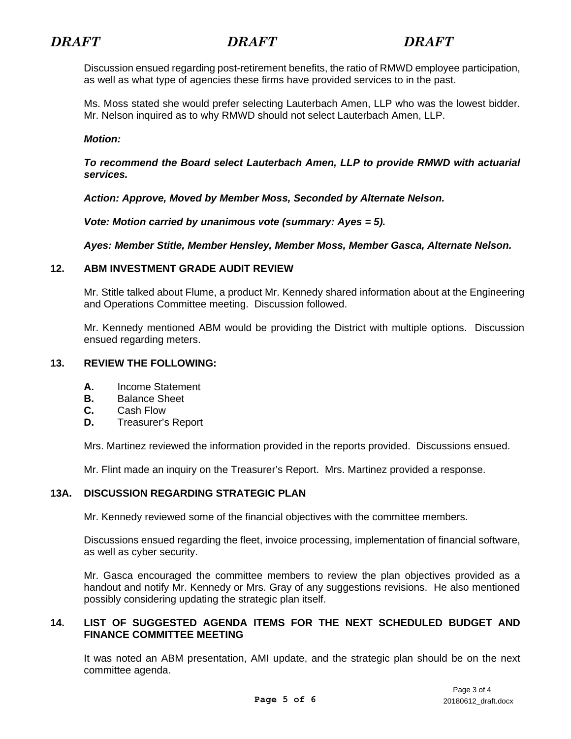*DRAFT DRAFT DRAFT*

Discussion ensued regarding post-retirement benefits, the ratio of RMWD employee participation, as well as what type of agencies these firms have provided services to in the past.

Ms. Moss stated she would prefer selecting Lauterbach Amen, LLP who was the lowest bidder. Mr. Nelson inquired as to why RMWD should not select Lauterbach Amen, LLP.

***Motion:***

***To recommend the Board select Lauterbach Amen, LLP to provide RMWD with actuarial services.***

***Action: Approve, Moved by Member Moss, Seconded by Alternate Nelson.***

***Vote: Motion carried by unanimous vote (summary: Ayes = 5).***

***Ayes: Member Stitle, Member Hensley, Member Moss, Member Gasca, Alternate Nelson.***

**12. ABM INVESTMENT GRADE AUDIT REVIEW**

Mr. Stitle talked about Flume, a product Mr. Kennedy shared information about at the Engineering and Operations Committee meeting. Discussion followed.

Mr. Kennedy mentioned ABM would be providing the District with multiple options. Discussion ensued regarding meters.

**13. REVIEW THE FOLLOWING:**

- **A.** Income Statement
- **B.** Balance Sheet
- **C.** Cash Flow
- **D.** Treasurer's Report

Mrs. Martinez reviewed the information provided in the reports provided. Discussions ensued.

Mr. Flint made an inquiry on the Treasurer's Report. Mrs. Martinez provided a response.

**13A. DISCUSSION REGARDING STRATEGIC PLAN**

Mr. Kennedy reviewed some of the financial objectives with the committee members.

Discussions ensued regarding the fleet, invoice processing, implementation of financial software, as well as cyber security.

Mr. Gasca encouraged the committee members to review the plan objectives provided as a handout and notify Mr. Kennedy or Mrs. Gray of any suggestions revisions. He also mentioned possibly considering updating the strategic plan itself.

**14. LIST OF SUGGESTED AGENDA ITEMS FOR THE NEXT SCHEDULED BUDGET AND FINANCE COMMITTEE MEETING**

It was noted an ABM presentation, AMI update, and the strategic plan should be on the next committee agenda.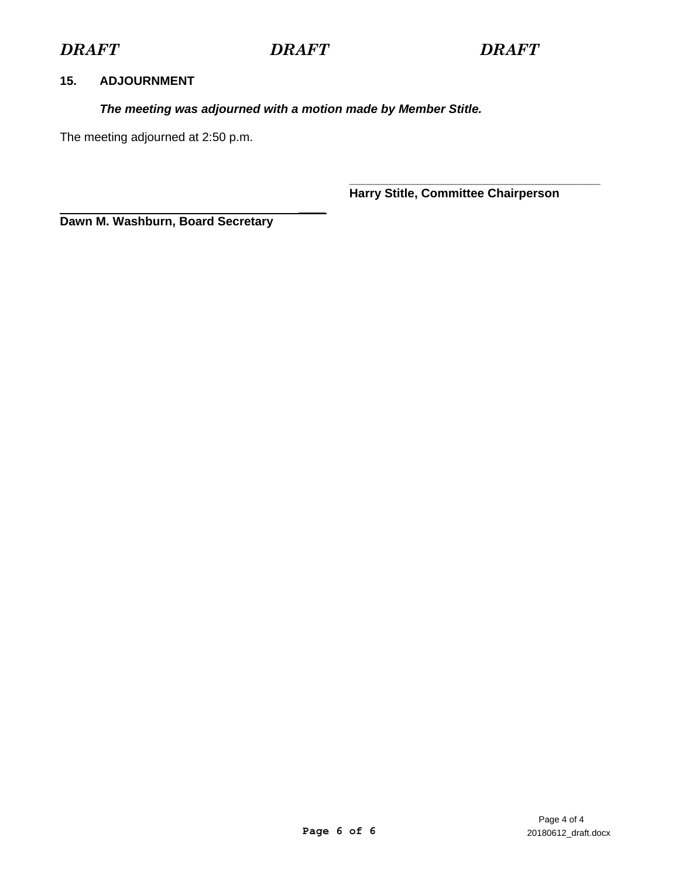DRAFT DRAFT DRAFT

**15. ADJOURNMENT**

***The meeting was adjourned with a motion made by Member Stitle.***

The meeting adjourned at 2:50 p.m.

\_\_\_\_\_\_\_\_\_\_\_\_\_\_\_\_\_\_\_\_\_\_\_\_\_\_\_\_\_\_\_\_\_\_\_\_\_\_\_
**Harry Stitle, Committee Chairperson**

\_\_\_\_\_\_\_\_\_\_\_\_\_\_\_\_\_\_\_\_\_\_\_\_\_\_\_\_\_\_\_\_\_\_\_\_\_\_\_
**Dawn M. Washburn, Board Secretary**

20180612_draft.docx